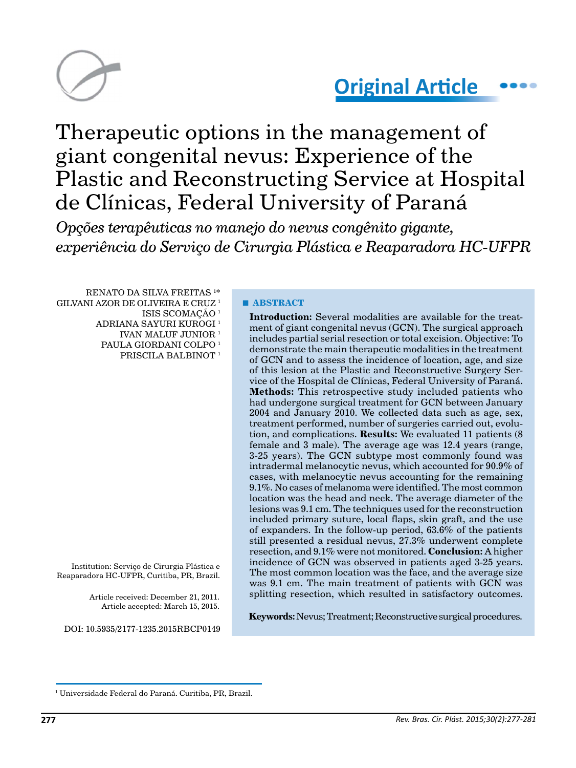Original Article

# Therapeutic options in the management of giant congenital nevus: Experience of the Plastic and Reconstructing Service at Hospital de Clínicas, Federal University of Paraná

*Opções terapêuticas no manejo do nevus congênito gigante, experiência do Serviço de Cirurgia Plástica e Reaparadora HC-UFPR*

RENATO DA SILVA FREITAS [1]*
GILVANI AZOR DE OLIVEIRA E CRUZ [1]
ISIS SCOMAÇÃO [1]
ADRIANA SAYURI KUROGI [1]
IVAN MALUF JUNIOR [1]
PAULA GIORDANI COLPO [1]
PRISCILA BALBINOT [1]

Institution: Serviço de Cirurgia Plástica e Reaparadora HC-UFPR, Curitiba, PR, Brazil.

Article received: December 21, 2011.
Article accepted: March 15, 2015.

DOI: 10.5935/2177-1235.2015RBCP0149

## ABSTRACT

**Introduction:** Several modalities are available for the treatment of giant congenital nevus (GCN). The surgical approach includes partial serial resection or total excision. Objective: To demonstrate the main therapeutic modalities in the treatment of GCN and to assess the incidence of location, age, and size of this lesion at the Plastic and Reconstructive Surgery Service of the Hospital de Clínicas, Federal University of Paraná. **Methods:** This retrospective study included patients who had undergone surgical treatment for GCN between January 2004 and January 2010. We collected data such as age, sex, treatment performed, number of surgeries carried out, evolution, and complications. **Results:** We evaluated 11 patients (8 female and 3 male). The average age was 12.4 years (range, 3-25 years). The GCN subtype most commonly found was intradermal melanocytic nevus, which accounted for 90.9% of cases, with melanocytic nevus accounting for the remaining 9.1%. No cases of melanoma were identified. The most common location was the head and neck. The average diameter of the lesions was 9.1 cm. The techniques used for the reconstruction included primary suture, local flaps, skin graft, and the use of expanders. In the follow-up period, 63.6% of the patients still presented a residual nevus, 27.3% underwent complete resection, and 9.1% were not monitored. **Conclusion:** A higher incidence of GCN was observed in patients aged 3-25 years. The most common location was the face, and the average size was 9.1 cm. The main treatment of patients with GCN was splitting resection, which resulted in satisfactory outcomes.

**Keywords:** Nevus; Treatment; Reconstructive surgical procedures.

[1] Universidade Federal do Paraná. Curitiba, PR, Brazil.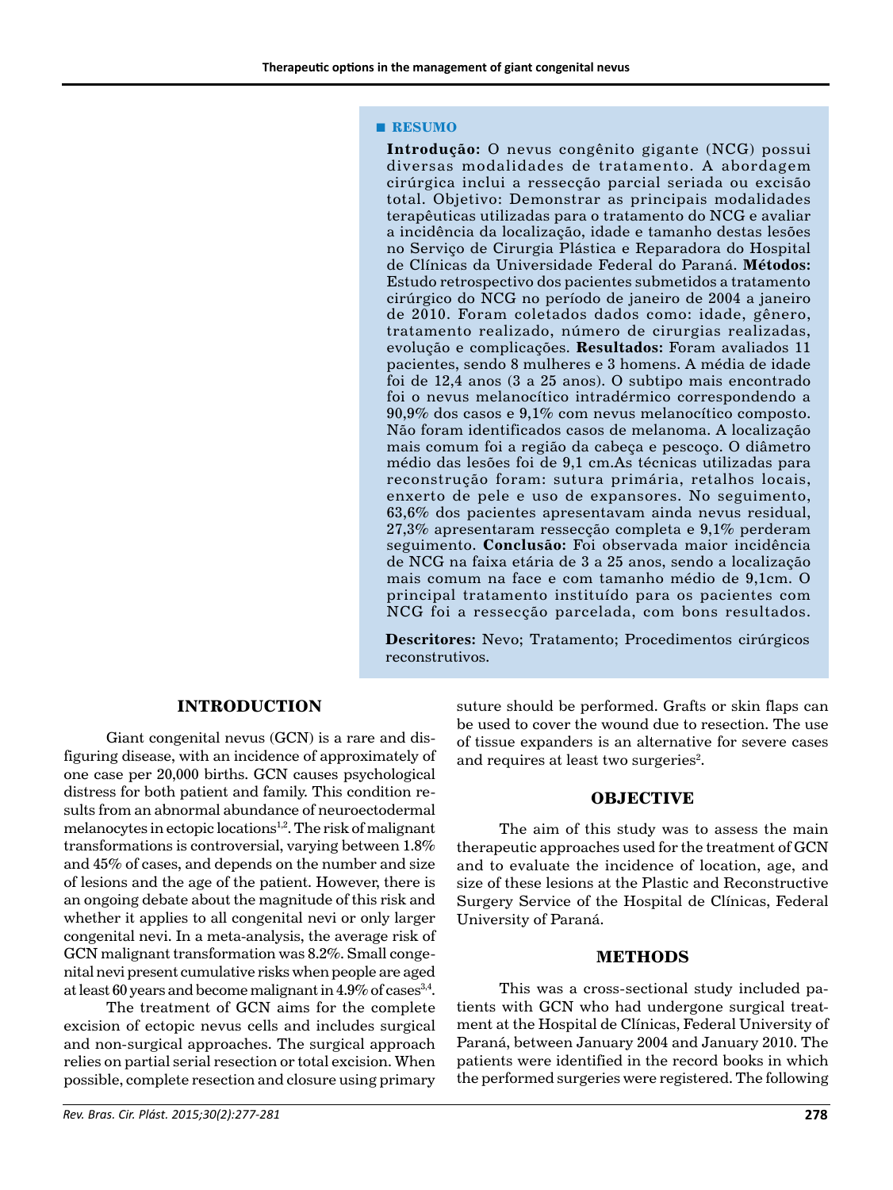## RESUMO

**Introdução:** O nevus congênito gigante (NCG) possui diversas modalidades de tratamento. A abordagem cirúrgica inclui a ressecção parcial seriada ou excisão total. Objetivo: Demonstrar as principais modalidades terapêuticas utilizadas para o tratamento do NCG e avaliar a incidência da localização, idade e tamanho destas lesões no Serviço de Cirurgia Plástica e Reparadora do Hospital de Clínicas da Universidade Federal do Paraná. **Métodos:** Estudo retrospectivo dos pacientes submetidos a tratamento cirúrgico do NCG no período de janeiro de 2004 a janeiro de 2010. Foram coletados dados como: idade, gênero, tratamento realizado, número de cirurgias realizadas, evolução e complicações. **Resultados:** Foram avaliados 11 pacientes, sendo 8 mulheres e 3 homens. A média de idade foi de 12,4 anos (3 a 25 anos). O subtipo mais encontrado foi o nevus melanocítico intradérmico correspondendo a 90,9% dos casos e 9,1% com nevus melanocítico composto. Não foram identificados casos de melanoma. A localização mais comum foi a região da cabeça e pescoço. O diâmetro médio das lesões foi de 9,1 cm.As técnicas utilizadas para reconstrução foram: sutura primária, retalhos locais, enxerto de pele e uso de expansores. No seguimento, 63,6% dos pacientes apresentavam ainda nevus residual, 27,3% apresentaram ressecção completa e 9,1% perderam seguimento. **Conclusão:** Foi observada maior incidência de NCG na faixa etária de 3 a 25 anos, sendo a localização mais comum na face e com tamanho médio de 9,1cm. O principal tratamento instituído para os pacientes com NCG foi a ressecção parcelada, com bons resultados.

**Descritores:** Nevo; Tratamento; Procedimentos cirúrgicos reconstrutivos.

## INTRODUCTION

Giant congenital nevus (GCN) is a rare and disfiguring disease, with an incidence of approximately of one case per 20,000 births. GCN causes psychological distress for both patient and family. This condition results from an abnormal abundance of neuroectodermal melanocytes in ectopic locations[1,2]. The risk of malignant transformations is controversial, varying between 1.8% and 45% of cases, and depends on the number and size of lesions and the age of the patient. However, there is an ongoing debate about the magnitude of this risk and whether it applies to all congenital nevi or only larger congenital nevi. In a meta-analysis, the average risk of GCN malignant transformation was 8.2%. Small congenital nevi present cumulative risks when people are aged at least 60 years and become malignant in 4.9% of cases[3,4].

The treatment of GCN aims for the complete excision of ectopic nevus cells and includes surgical and non-surgical approaches. The surgical approach relies on partial serial resection or total excision. When possible, complete resection and closure using primary suture should be performed. Grafts or skin flaps can be used to cover the wound due to resection. The use of tissue expanders is an alternative for severe cases and requires at least two surgeries[2].

## OBJECTIVE

The aim of this study was to assess the main therapeutic approaches used for the treatment of GCN and to evaluate the incidence of location, age, and size of these lesions at the Plastic and Reconstructive Surgery Service of the Hospital de Clínicas, Federal University of Paraná.

## METHODS

This was a cross-sectional study included patients with GCN who had undergone surgical treatment at the Hospital de Clínicas, Federal University of Paraná, between January 2004 and January 2010. The patients were identified in the record books in which the performed surgeries were registered. The following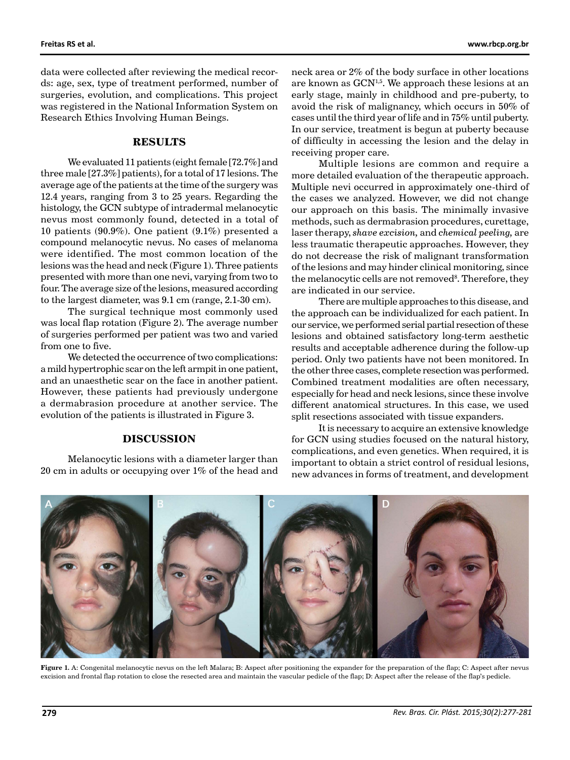data were collected after reviewing the medical records: age, sex, type of treatment performed, number of surgeries, evolution, and complications. This project was registered in the National Information System on Research Ethics Involving Human Beings.

## RESULTS

We evaluated 11 patients (eight female [72.7%] and three male [27.3%] patients), for a total of 17 lesions. The average age of the patients at the time of the surgery was 12.4 years, ranging from 3 to 25 years. Regarding the histology, the GCN subtype of intradermal melanocytic nevus most commonly found, detected in a total of 10 patients (90.9%). One patient (9.1%) presented a compound melanocytic nevus. No cases of melanoma were identified. The most common location of the lesions was the head and neck (Figure 1). Three patients presented with more than one nevi, varying from two to four. The average size of the lesions, measured according to the largest diameter, was 9.1 cm (range, 2.1-30 cm).

The surgical technique most commonly used was local flap rotation (Figure 2). The average number of surgeries performed per patient was two and varied from one to five.

We detected the occurrence of two complications: a mild hypertrophic scar on the left armpit in one patient, and an unaesthetic scar on the face in another patient. However, these patients had previously undergone a dermabrasion procedure at another service. The evolution of the patients is illustrated in Figure 3.

## DISCUSSION

Melanocytic lesions with a diameter larger than 20 cm in adults or occupying over 1% of the head and neck area or 2% of the body surface in other locations are known as GCN[1,5]. We approach these lesions at an early stage, mainly in childhood and pre-puberty, to avoid the risk of malignancy, which occurs in 50% of cases until the third year of life and in 75% until puberty. In our service, treatment is begun at puberty because of difficulty in accessing the lesion and the delay in receiving proper care.

Multiple lesions are common and require a more detailed evaluation of the therapeutic approach. Multiple nevi occurred in approximately one-third of the cases we analyzed. However, we did not change our approach on this basis. The minimally invasive methods, such as dermabrasion procedures, curettage, laser therapy, *shave excision,* and *chemical peeling,* are less traumatic therapeutic approaches. However, they do not decrease the risk of malignant transformation of the lesions and may hinder clinical monitoring, since the melanocytic cells are not removed[8]. Therefore, they are indicated in our service.

There are multiple approaches to this disease, and the approach can be individualized for each patient. In our service, we performed serial partial resection of these lesions and obtained satisfactory long-term aesthetic results and acceptable adherence during the follow-up period. Only two patients have not been monitored. In the other three cases, complete resection was performed. Combined treatment modalities are often necessary, especially for head and neck lesions, since these involve different anatomical structures. In this case, we used split resections associated with tissue expanders.

It is necessary to acquire an extensive knowledge for GCN using studies focused on the natural history, complications, and even genetics. When required, it is important to obtain a strict control of residual lesions, new advances in forms of treatment, and development

**Figure 1.** A: Congenital melanocytic nevus on the left Malara; B: Aspect after positioning the expander for the preparation of the flap; C: Aspect after nevus excision and frontal flap rotation to close the resected area and maintain the vascular pedicle of the flap; D: Aspect after the release of the flap's pedicle.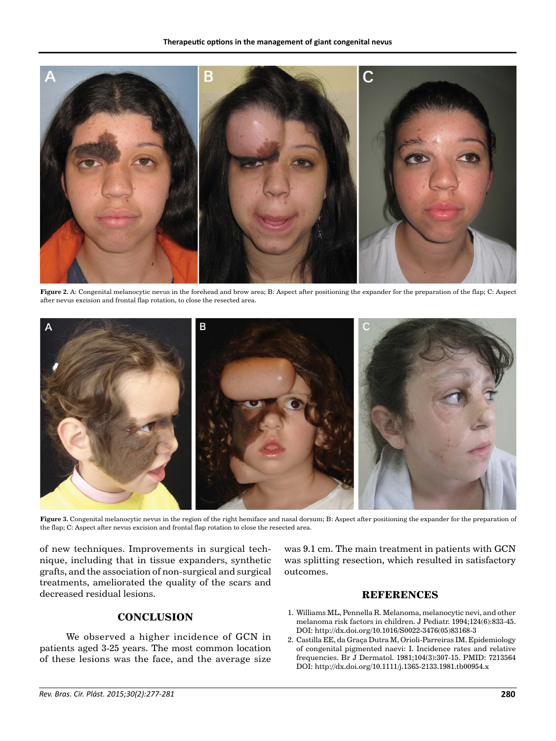Figure 2. A: Congenital melanocytic nevus in the forehead and brow area; B: Aspect after positioning the expander for the preparation of the flap; C: Aspect after nevus excision and frontal flap rotation, to close the resected area.

Figure 3. Congenital melanocytic nevus in the region of the right hemiface and nasal dorsum; B: Aspect after positioning the expander for the preparation of the flap; C: Aspect after nevus excision and frontal flap rotation to close the resected area.

of new techniques. Improvements in surgical technique, including that in tissue expanders, synthetic grafts, and the association of non-surgical and surgical treatments, ameliorated the quality of the scars and decreased residual lesions.

## CONCLUSION

We observed a higher incidence of GCN in patients aged 3-25 years. The most common location of these lesions was the face, and the average size was 9.1 cm. The main treatment in patients with GCN was splitting resection, which resulted in satisfactory outcomes.

## REFERENCES

1. Williams ML, Pennella R. Melanoma, melanocytic nevi, and other melanoma risk factors in children. J Pediatr. 1994;124(6):833-45. DOI: http://dx.doi.org/10.1016/S0022-3476(05)83168-3
2. Castilla EE, da Graça Dutra M, Orioli-Parreiras IM. Epidemiology of congenital pigmented naevi: I. Incidence rates and relative frequencies. Br J Dermatol. 1981;104(3):307-15. PMID: 7213564 DOI: http://dx.doi.org/10.1111/j.1365-2133.1981.tb00954.x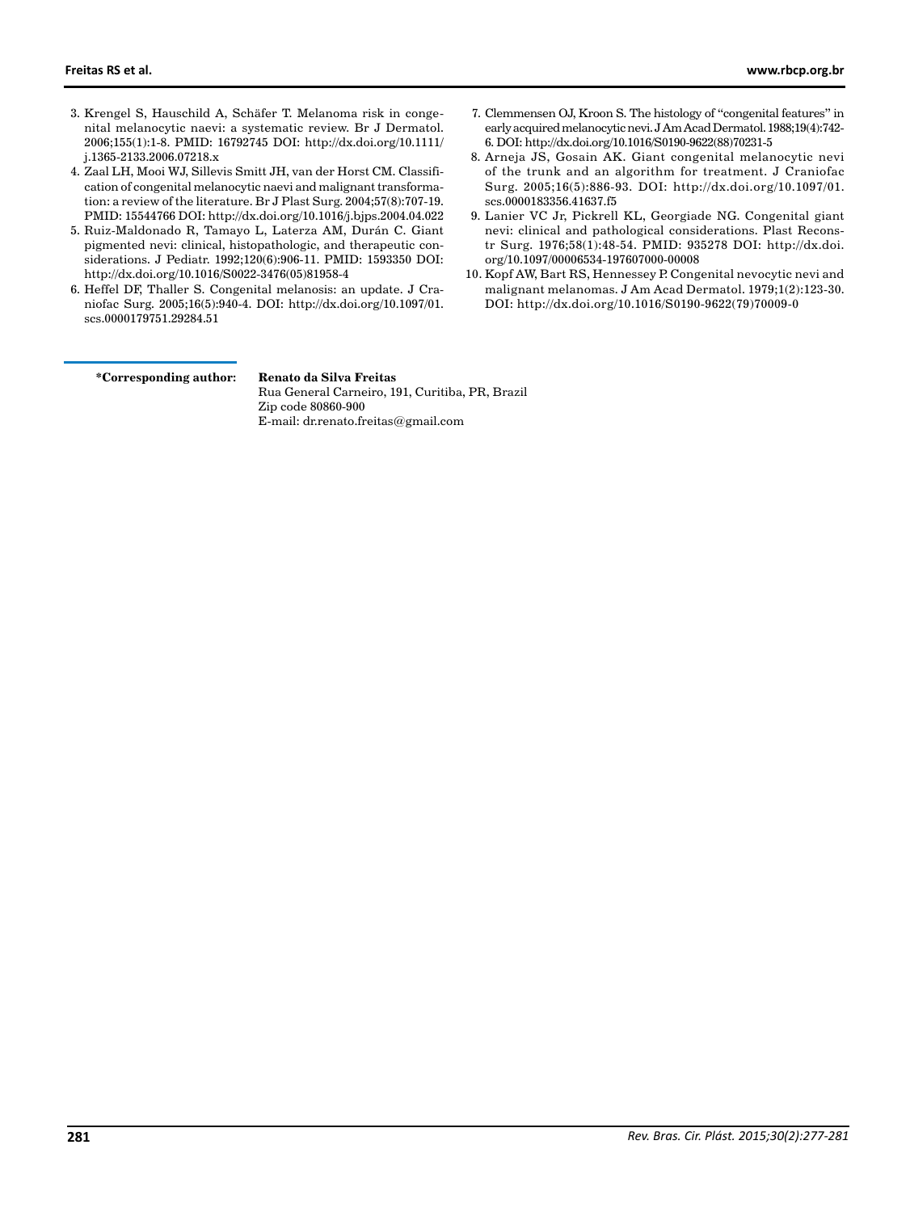3. Krengel S, Hauschild A, Schäfer T. Melanoma risk in congenital melanocytic naevi: a systematic review. Br J Dermatol. 2006;155(1):1-8. PMID: 16792745 DOI: http://dx.doi.org/10.1111/j.1365-2133.2006.07218.x
4. Zaal LH, Mooi WJ, Sillevis Smitt JH, van der Horst CM. Classification of congenital melanocytic naevi and malignant transformation: a review of the literature. Br J Plast Surg. 2004;57(8):707-19. PMID: 15544766 DOI: http://dx.doi.org/10.1016/j.bjps.2004.04.022
5. Ruiz-Maldonado R, Tamayo L, Laterza AM, Durán C. Giant pigmented nevi: clinical, histopathologic, and therapeutic considerations. J Pediatr. 1992;120(6):906-11. PMID: 1593350 DOI: http://dx.doi.org/10.1016/S0022-3476(05)81958-4
6. Heffel DF, Thaller S. Congenital melanosis: an update. J Craniofac Surg. 2005;16(5):940-4. DOI: http://dx.doi.org/10.1097/01.scs.0000179751.29284.51
7. Clemmensen OJ, Kroon S. The histology of "congenital features" in early acquired melanocytic nevi. J Am Acad Dermatol. 1988;19(4):742-6. DOI: http://dx.doi.org/10.1016/S0190-9622(88)70231-5
8. Arneja JS, Gosain AK. Giant congenital melanocytic nevi of the trunk and an algorithm for treatment. J Craniofac Surg. 2005;16(5):886-93. DOI: http://dx.doi.org/10.1097/01.scs.0000183356.41637.f5
9. Lanier VC Jr, Pickrell KL, Georgiade NG. Congenital giant nevi: clinical and pathological considerations. Plast Reconstr Surg. 1976;58(1):48-54. PMID: 935278 DOI: http://dx.doi.org/10.1097/00006534-197607000-00008
10. Kopf AW, Bart RS, Hennessey P. Congenital nevocytic nevi and malignant melanomas. J Am Acad Dermatol. 1979;1(2):123-30. DOI: http://dx.doi.org/10.1016/S0190-9622(79)70009-0

**\*Corresponding author:** **Renato da Silva Freitas**
Rua General Carneiro, 191, Curitiba, PR, Brazil
Zip code 80860-900
E-mail: dr.renato.freitas@gmail.com